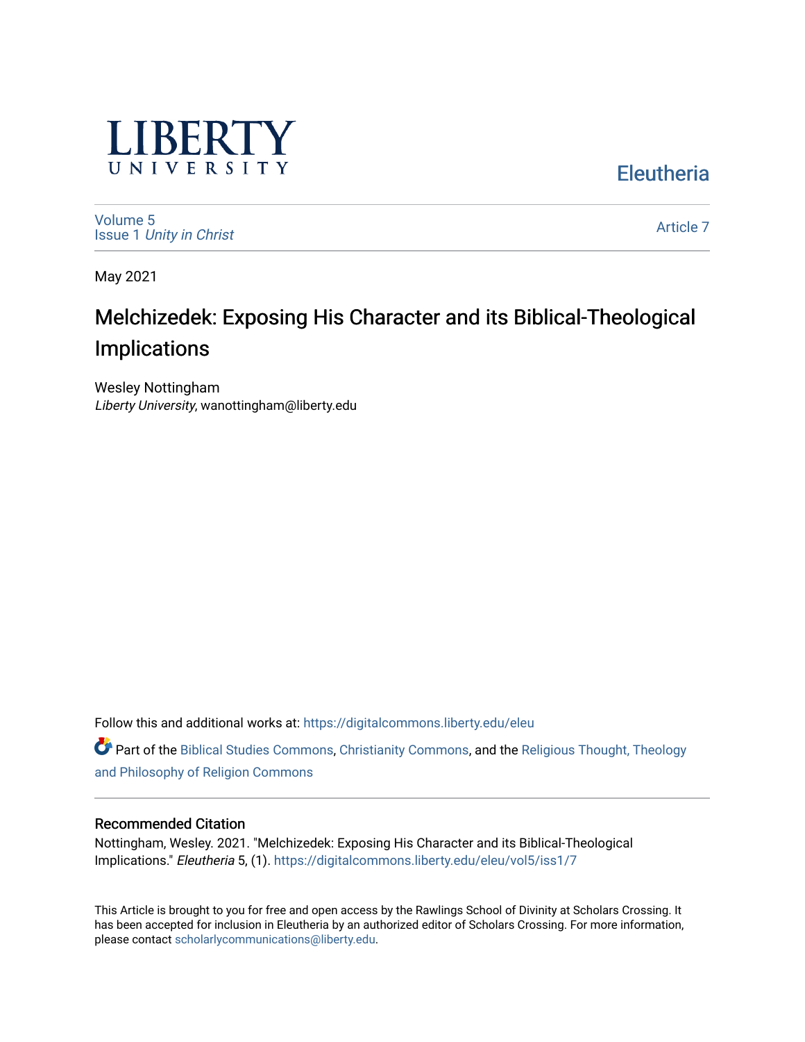LIBERTY UNIVERSITY

Eleutheria

Volume 5
Issue 1 *Unity in Christ*

Article 7

May 2021

# Melchizedek: Exposing His Character and its Biblical-Theological Implications

Wesley Nottingham
*Liberty University*, wanottingham@liberty.edu

Follow this and additional works at: https://digitalcommons.liberty.edu/eleu

Part of the Biblical Studies Commons, Christianity Commons, and the Religious Thought, Theology and Philosophy of Religion Commons

## Recommended Citation

Nottingham, Wesley. 2021. "Melchizedek: Exposing His Character and its Biblical-Theological Implications." *Eleutheria* 5, (1). https://digitalcommons.liberty.edu/eleu/vol5/iss1/7

This Article is brought to you for free and open access by the Rawlings School of Divinity at Scholars Crossing. It has been accepted for inclusion in Eleutheria by an authorized editor of Scholars Crossing. For more information, please contact scholarlycommunications@liberty.edu.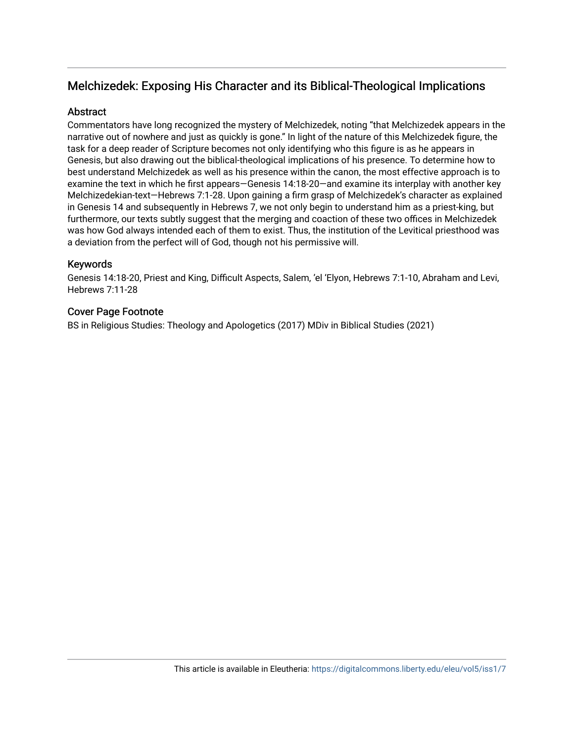# Melchizedek: Exposing His Character and its Biblical-Theological Implications

## Abstract

Commentators have long recognized the mystery of Melchizedek, noting "that Melchizedek appears in the narrative out of nowhere and just as quickly is gone." In light of the nature of this Melchizedek figure, the task for a deep reader of Scripture becomes not only identifying who this figure is as he appears in Genesis, but also drawing out the biblical-theological implications of his presence. To determine how to best understand Melchizedek as well as his presence within the canon, the most effective approach is to examine the text in which he first appears—Genesis 14:18-20—and examine its interplay with another key Melchizedekian-text—Hebrews 7:1-28. Upon gaining a firm grasp of Melchizedek's character as explained in Genesis 14 and subsequently in Hebrews 7, we not only begin to understand him as a priest-king, but furthermore, our texts subtly suggest that the merging and coaction of these two offices in Melchizedek was how God always intended each of them to exist. Thus, the institution of the Levitical priesthood was a deviation from the perfect will of God, though not his permissive will.

## Keywords

Genesis 14:18-20, Priest and King, Difficult Aspects, Salem, 'el 'Elyon, Hebrews 7:1-10, Abraham and Levi, Hebrews 7:11-28

## Cover Page Footnote

BS in Religious Studies: Theology and Apologetics (2017) MDiv in Biblical Studies (2021)

This article is available in Eleutheria: https://digitalcommons.liberty.edu/eleu/vol5/iss1/7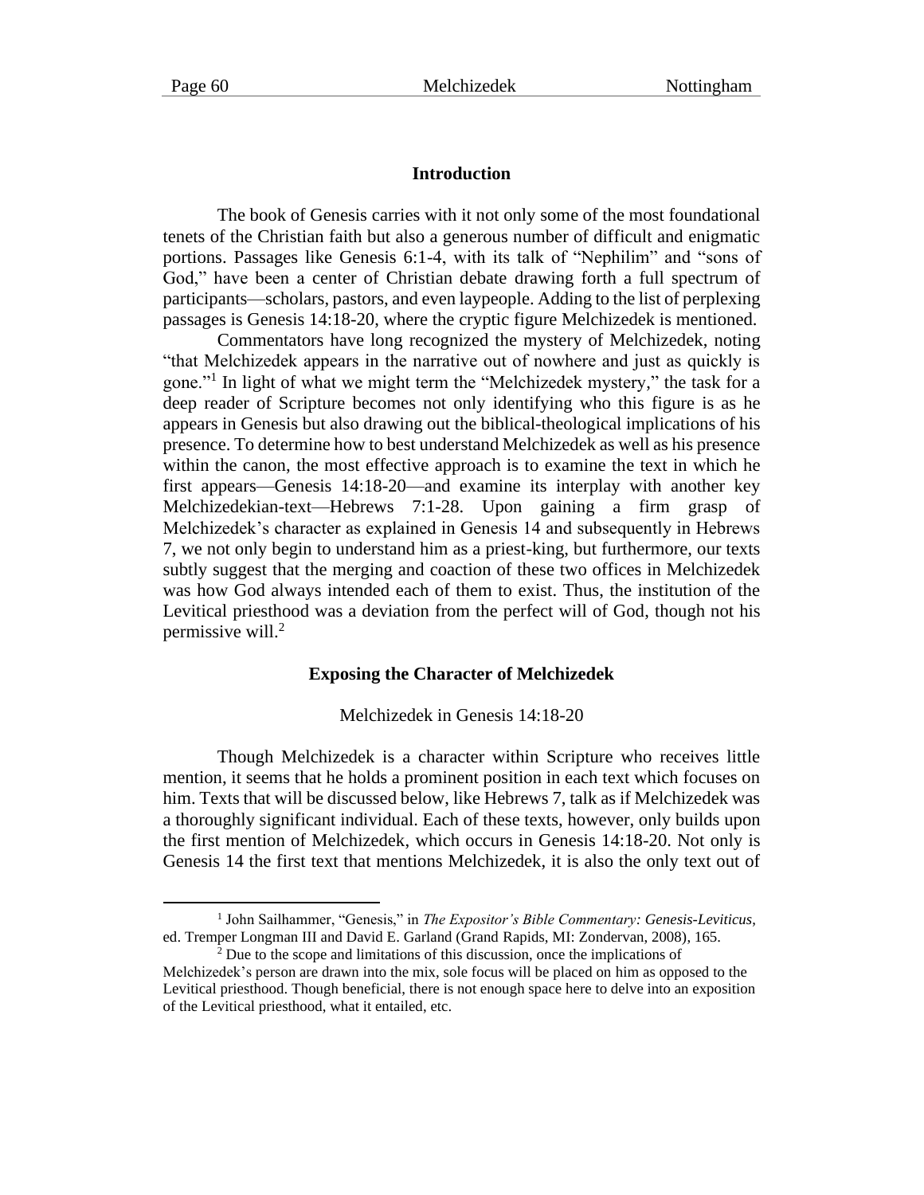## Introduction

The book of Genesis carries with it not only some of the most foundational tenets of the Christian faith but also a generous number of difficult and enigmatic portions. Passages like Genesis 6:1-4, with its talk of "Nephilim" and "sons of God," have been a center of Christian debate drawing forth a full spectrum of participants—scholars, pastors, and even laypeople. Adding to the list of perplexing passages is Genesis 14:18-20, where the cryptic figure Melchizedek is mentioned.

Commentators have long recognized the mystery of Melchizedek, noting "that Melchizedek appears in the narrative out of nowhere and just as quickly is gone."[1] In light of what we might term the "Melchizedek mystery," the task for a deep reader of Scripture becomes not only identifying who this figure is as he appears in Genesis but also drawing out the biblical-theological implications of his presence. To determine how to best understand Melchizedek as well as his presence within the canon, the most effective approach is to examine the text in which he first appears—Genesis 14:18-20—and examine its interplay with another key Melchizedekian-text—Hebrews 7:1-28. Upon gaining a firm grasp of Melchizedek's character as explained in Genesis 14 and subsequently in Hebrews 7, we not only begin to understand him as a priest-king, but furthermore, our texts subtly suggest that the merging and coaction of these two offices in Melchizedek was how God always intended each of them to exist. Thus, the institution of the Levitical priesthood was a deviation from the perfect will of God, though not his permissive will.[2]

## Exposing the Character of Melchizedek

### Melchizedek in Genesis 14:18-20

Though Melchizedek is a character within Scripture who receives little mention, it seems that he holds a prominent position in each text which focuses on him. Texts that will be discussed below, like Hebrews 7, talk as if Melchizedek was a thoroughly significant individual. Each of these texts, however, only builds upon the first mention of Melchizedek, which occurs in Genesis 14:18-20. Not only is Genesis 14 the first text that mentions Melchizedek, it is also the only text out of

---

[1] John Sailhammer, "Genesis," in *The Expositor's Bible Commentary: Genesis-Leviticus*, ed. Tremper Longman III and David E. Garland (Grand Rapids, MI: Zondervan, 2008), 165.

[2] Due to the scope and limitations of this discussion, once the implications of Melchizedek's person are drawn into the mix, sole focus will be placed on him as opposed to the Levitical priesthood. Though beneficial, there is not enough space here to delve into an exposition of the Levitical priesthood, what it entailed, etc.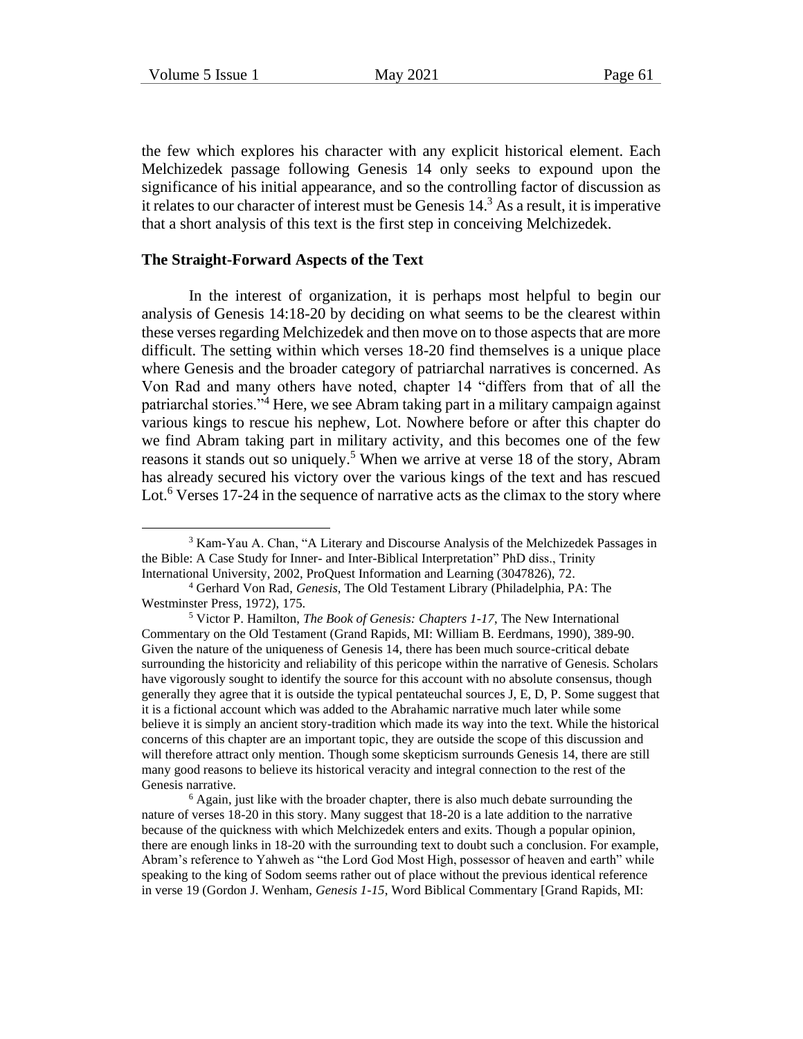the few which explores his character with any explicit historical element. Each Melchizedek passage following Genesis 14 only seeks to expound upon the significance of his initial appearance, and so the controlling factor of discussion as it relates to our character of interest must be Genesis 14.[3] As a result, it is imperative that a short analysis of this text is the first step in conceiving Melchizedek.

### The Straight-Forward Aspects of the Text

In the interest of organization, it is perhaps most helpful to begin our analysis of Genesis 14:18-20 by deciding on what seems to be the clearest within these verses regarding Melchizedek and then move on to those aspects that are more difficult. The setting within which verses 18-20 find themselves is a unique place where Genesis and the broader category of patriarchal narratives is concerned. As Von Rad and many others have noted, chapter 14 "differs from that of all the patriarchal stories."[4] Here, we see Abram taking part in a military campaign against various kings to rescue his nephew, Lot. Nowhere before or after this chapter do we find Abram taking part in military activity, and this becomes one of the few reasons it stands out so uniquely.[5] When we arrive at verse 18 of the story, Abram has already secured his victory over the various kings of the text and has rescued Lot.[6] Verses 17-24 in the sequence of narrative acts as the climax to the story where

---

[3] Kam-Yau A. Chan, "A Literary and Discourse Analysis of the Melchizedek Passages in the Bible: A Case Study for Inner- and Inter-Biblical Interpretation" PhD diss., Trinity International University, 2002, ProQuest Information and Learning (3047826), 72.

[4] Gerhard Von Rad, *Genesis*, The Old Testament Library (Philadelphia, PA: The Westminster Press, 1972), 175.

[5] Victor P. Hamilton, *The Book of Genesis: Chapters 1-17*, The New International Commentary on the Old Testament (Grand Rapids, MI: William B. Eerdmans, 1990), 389-90. Given the nature of the uniqueness of Genesis 14, there has been much source-critical debate surrounding the historicity and reliability of this pericope within the narrative of Genesis. Scholars have vigorously sought to identify the source for this account with no absolute consensus, though generally they agree that it is outside the typical pentateuchal sources J, E, D, P. Some suggest that it is a fictional account which was added to the Abrahamic narrative much later while some believe it is simply an ancient story-tradition which made its way into the text. While the historical concerns of this chapter are an important topic, they are outside the scope of this discussion and will therefore attract only mention. Though some skepticism surrounds Genesis 14, there are still many good reasons to believe its historical veracity and integral connection to the rest of the Genesis narrative.

[6] Again, just like with the broader chapter, there is also much debate surrounding the nature of verses 18-20 in this story. Many suggest that 18-20 is a late addition to the narrative because of the quickness with which Melchizedek enters and exits. Though a popular opinion, there are enough links in 18-20 with the surrounding text to doubt such a conclusion. For example, Abram's reference to Yahweh as "the Lord God Most High, possessor of heaven and earth" while speaking to the king of Sodom seems rather out of place without the previous identical reference in verse 19 (Gordon J. Wenham, *Genesis 1-15*, Word Biblical Commentary [Grand Rapids, MI: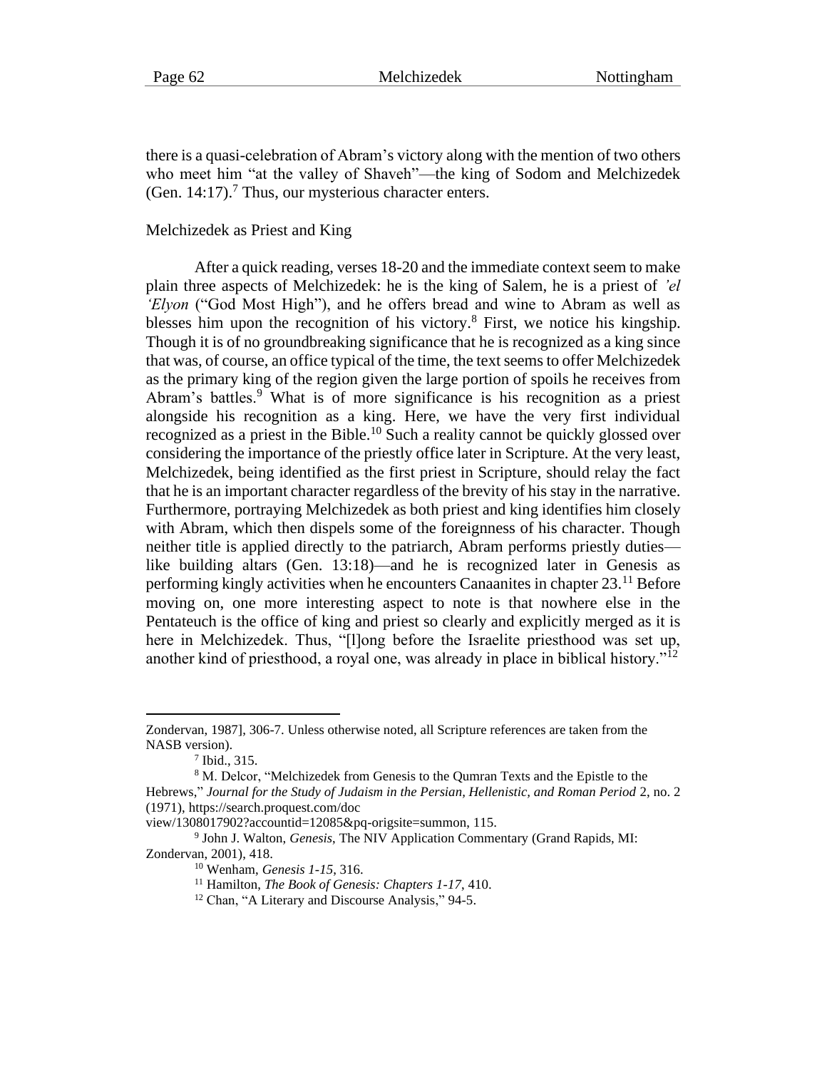there is a quasi-celebration of Abram's victory along with the mention of two others who meet him "at the valley of Shaveh"—the king of Sodom and Melchizedek (Gen. 14:17).[7] Thus, our mysterious character enters.

## Melchizedek as Priest and King

After a quick reading, verses 18-20 and the immediate context seem to make plain three aspects of Melchizedek: he is the king of Salem, he is a priest of *'el 'Elyon* ("God Most High"), and he offers bread and wine to Abram as well as blesses him upon the recognition of his victory.[8] First, we notice his kingship. Though it is of no groundbreaking significance that he is recognized as a king since that was, of course, an office typical of the time, the text seems to offer Melchizedek as the primary king of the region given the large portion of spoils he receives from Abram's battles.[9] What is of more significance is his recognition as a priest alongside his recognition as a king. Here, we have the very first individual recognized as a priest in the Bible.[10] Such a reality cannot be quickly glossed over considering the importance of the priestly office later in Scripture. At the very least, Melchizedek, being identified as the first priest in Scripture, should relay the fact that he is an important character regardless of the brevity of his stay in the narrative. Furthermore, portraying Melchizedek as both priest and king identifies him closely with Abram, which then dispels some of the foreignness of his character. Though neither title is applied directly to the patriarch, Abram performs priestly duties—like building altars (Gen. 13:18)—and he is recognized later in Genesis as performing kingly activities when he encounters Canaanites in chapter 23.[11] Before moving on, one more interesting aspect to note is that nowhere else in the Pentateuch is the office of king and priest so clearly and explicitly merged as it is here in Melchizedek. Thus, "[l]ong before the Israelite priesthood was set up, another kind of priesthood, a royal one, was already in place in biblical history."[12]

---

Zondervan, 1987], 306-7. Unless otherwise noted, all Scripture references are taken from the NASB version).

[7] Ibid., 315.

[8] M. Delcor, "Melchizedek from Genesis to the Qumran Texts and the Epistle to the Hebrews," *Journal for the Study of Judaism in the Persian, Hellenistic, and Roman Period* 2, no. 2 (1971), https://search.proquest.com/doc view/1308017902?accountid=12085&pq-origsite=summon, 115.

[9] John J. Walton, *Genesis*, The NIV Application Commentary (Grand Rapids, MI: Zondervan, 2001), 418.

[10] Wenham, *Genesis 1-15*, 316.

[11] Hamilton, *The Book of Genesis: Chapters 1-17*, 410.

[12] Chan, "A Literary and Discourse Analysis," 94-5.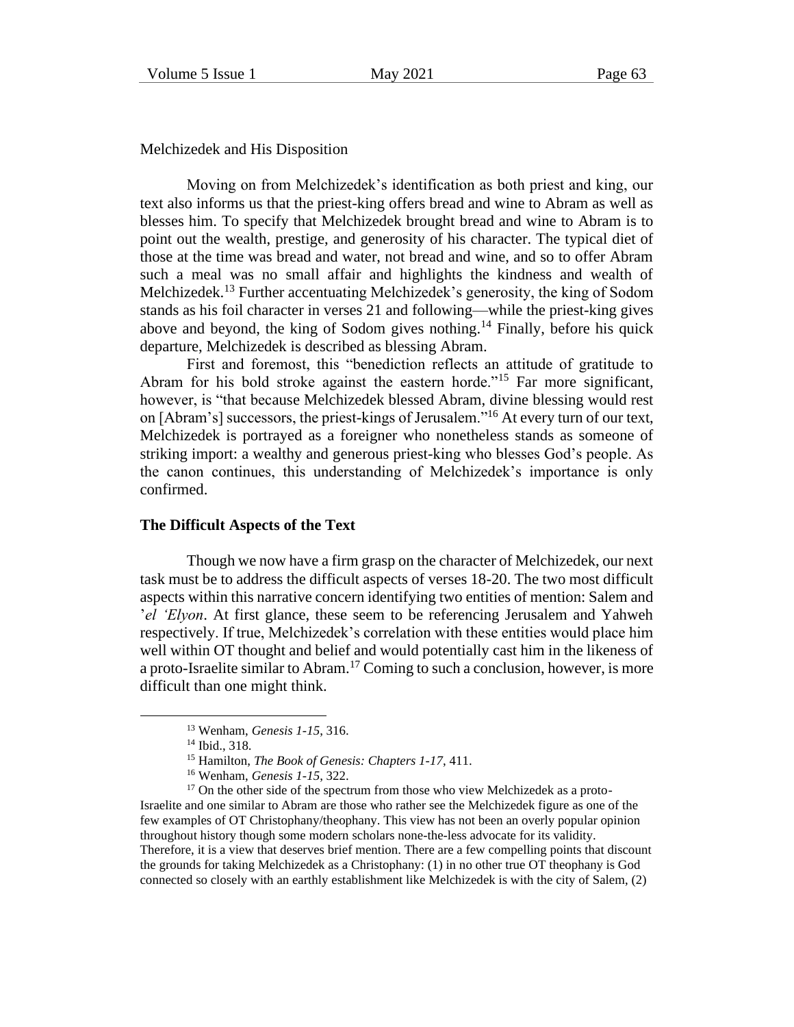Melchizedek and His Disposition

Moving on from Melchizedek's identification as both priest and king, our text also informs us that the priest-king offers bread and wine to Abram as well as blesses him. To specify that Melchizedek brought bread and wine to Abram is to point out the wealth, prestige, and generosity of his character. The typical diet of those at the time was bread and water, not bread and wine, and so to offer Abram such a meal was no small affair and highlights the kindness and wealth of Melchizedek.[13] Further accentuating Melchizedek's generosity, the king of Sodom stands as his foil character in verses 21 and following—while the priest-king gives above and beyond, the king of Sodom gives nothing.[14] Finally, before his quick departure, Melchizedek is described as blessing Abram.

First and foremost, this "benediction reflects an attitude of gratitude to Abram for his bold stroke against the eastern horde."[15] Far more significant, however, is "that because Melchizedek blessed Abram, divine blessing would rest on [Abram's] successors, the priest-kings of Jerusalem."[16] At every turn of our text, Melchizedek is portrayed as a foreigner who nonetheless stands as someone of striking import: a wealthy and generous priest-king who blesses God's people. As the canon continues, this understanding of Melchizedek's importance is only confirmed.

**The Difficult Aspects of the Text**

Though we now have a firm grasp on the character of Melchizedek, our next task must be to address the difficult aspects of verses 18-20. The two most difficult aspects within this narrative concern identifying two entities of mention: Salem and '*el 'Elyon*. At first glance, these seem to be referencing Jerusalem and Yahweh respectively. If true, Melchizedek's correlation with these entities would place him well within OT thought and belief and would potentially cast him in the likeness of a proto-Israelite similar to Abram.[17] Coming to such a conclusion, however, is more difficult than one might think.

---

[13] Wenham, *Genesis 1-15*, 316.

[14] Ibid., 318.

[15] Hamilton, *The Book of Genesis: Chapters 1-17*, 411.

[16] Wenham, *Genesis 1-15*, 322.

[17] On the other side of the spectrum from those who view Melchizedek as a proto-Israelite and one similar to Abram are those who rather see the Melchizedek figure as one of the few examples of OT Christophany/theophany. This view has not been an overly popular opinion throughout history though some modern scholars none-the-less advocate for its validity. Therefore, it is a view that deserves brief mention. There are a few compelling points that discount the grounds for taking Melchizedek as a Christophany: (1) in no other true OT theophany is God connected so closely with an earthly establishment like Melchizedek is with the city of Salem, (2)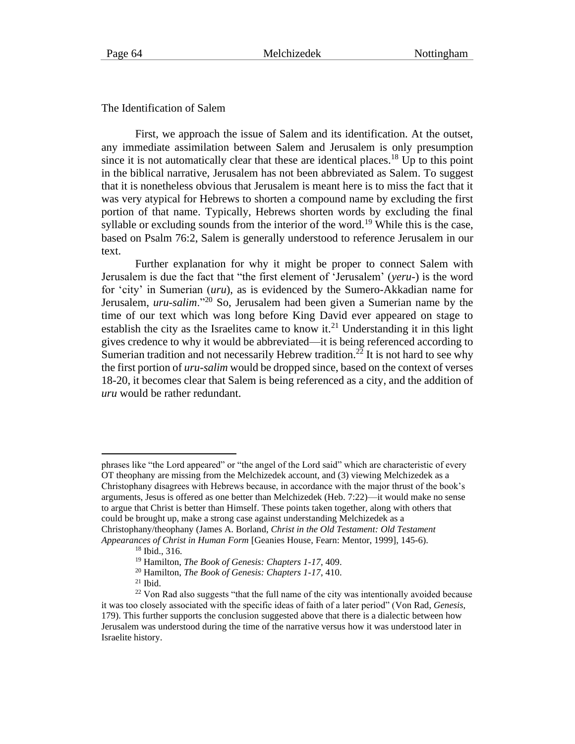## The Identification of Salem

First, we approach the issue of Salem and its identification. At the outset, any immediate assimilation between Salem and Jerusalem is only presumption since it is not automatically clear that these are identical places.[18] Up to this point in the biblical narrative, Jerusalem has not been abbreviated as Salem. To suggest that it is nonetheless obvious that Jerusalem is meant here is to miss the fact that it was very atypical for Hebrews to shorten a compound name by excluding the first portion of that name. Typically, Hebrews shorten words by excluding the final syllable or excluding sounds from the interior of the word.[19] While this is the case, based on Psalm 76:2, Salem is generally understood to reference Jerusalem in our text.

Further explanation for why it might be proper to connect Salem with Jerusalem is due the fact that "the first element of 'Jerusalem' (*yeru-*) is the word for 'city' in Sumerian (*uru*), as is evidenced by the Sumero-Akkadian name for Jerusalem, *uru-salim*."[20] So, Jerusalem had been given a Sumerian name by the time of our text which was long before King David ever appeared on stage to establish the city as the Israelites came to know it.[21] Understanding it in this light gives credence to why it would be abbreviated—it is being referenced according to Sumerian tradition and not necessarily Hebrew tradition.[22] It is not hard to see why the first portion of *uru-salim* would be dropped since, based on the context of verses 18-20, it becomes clear that Salem is being referenced as a city, and the addition of *uru* would be rather redundant.

---

phrases like "the Lord appeared" or "the angel of the Lord said" which are characteristic of every OT theophany are missing from the Melchizedek account, and (3) viewing Melchizedek as a Christophany disagrees with Hebrews because, in accordance with the major thrust of the book's arguments, Jesus is offered as one better than Melchizedek (Heb. 7:22)—it would make no sense to argue that Christ is better than Himself. These points taken together, along with others that could be brought up, make a strong case against understanding Melchizedek as a Christophany/theophany (James A. Borland, *Christ in the Old Testament: Old Testament Appearances of Christ in Human Form* [Geanies House, Fearn: Mentor, 1999], 145-6).

[18] Ibid., 316.

[19] Hamilton, *The Book of Genesis: Chapters 1-17*, 409.

[20] Hamilton, *The Book of Genesis: Chapters 1-17*, 410.

[21] Ibid.

[22] Von Rad also suggests "that the full name of the city was intentionally avoided because it was too closely associated with the specific ideas of faith of a later period" (Von Rad, *Genesis*, 179). This further supports the conclusion suggested above that there is a dialectic between how Jerusalem was understood during the time of the narrative versus how it was understood later in Israelite history.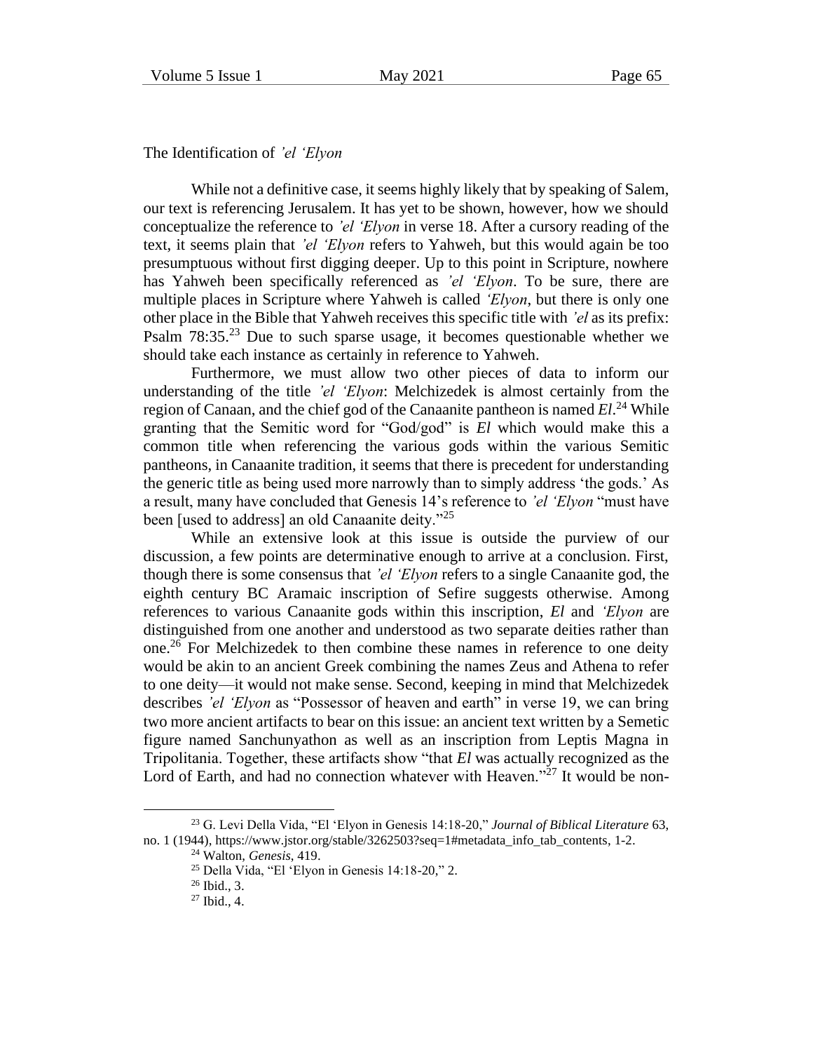The Identification of *’el ‘Elyon*

While not a definitive case, it seems highly likely that by speaking of Salem, our text is referencing Jerusalem. It has yet to be shown, however, how we should conceptualize the reference to *’el ‘Elyon* in verse 18. After a cursory reading of the text, it seems plain that *’el ‘Elyon* refers to Yahweh, but this would again be too presumptuous without first digging deeper. Up to this point in Scripture, nowhere has Yahweh been specifically referenced as *’el ‘Elyon*. To be sure, there are multiple places in Scripture where Yahweh is called *‘Elyon*, but there is only one other place in the Bible that Yahweh receives this specific title with *’el* as its prefix: Psalm 78:35.[23] Due to such sparse usage, it becomes questionable whether we should take each instance as certainly in reference to Yahweh.

Furthermore, we must allow two other pieces of data to inform our understanding of the title *’el ‘Elyon*: Melchizedek is almost certainly from the region of Canaan, and the chief god of the Canaanite pantheon is named *El*.[24] While granting that the Semitic word for “God/god” is *El* which would make this a common title when referencing the various gods within the various Semitic pantheons, in Canaanite tradition, it seems that there is precedent for understanding the generic title as being used more narrowly than to simply address ‘the gods.’ As a result, many have concluded that Genesis 14’s reference to *’el ‘Elyon* “must have been [used to address] an old Canaanite deity.”[25]

While an extensive look at this issue is outside the purview of our discussion, a few points are determinative enough to arrive at a conclusion. First, though there is some consensus that *’el ‘Elyon* refers to a single Canaanite god, the eighth century BC Aramaic inscription of Sefire suggests otherwise. Among references to various Canaanite gods within this inscription, *El* and *‘Elyon* are distinguished from one another and understood as two separate deities rather than one.[26] For Melchizedek to then combine these names in reference to one deity would be akin to an ancient Greek combining the names Zeus and Athena to refer to one deity—it would not make sense. Second, keeping in mind that Melchizedek describes *’el ‘Elyon* as “Possessor of heaven and earth” in verse 19, we can bring two more ancient artifacts to bear on this issue: an ancient text written by a Semetic figure named Sanchunyathon as well as an inscription from Leptis Magna in Tripolitania. Together, these artifacts show “that *El* was actually recognized as the Lord of Earth, and had no connection whatever with Heaven.”[27] It would be non-

---

[23] G. Levi Della Vida, “El ‘Elyon in Genesis 14:18-20,” *Journal of Biblical Literature* 63, no. 1 (1944), https://www.jstor.org/stable/3262503?seq=1#metadata_info_tab_contents, 1-2.

[24] Walton, *Genesis*, 419.

[25] Della Vida, “El ‘Elyon in Genesis 14:18-20,” 2.

[26] Ibid., 3.

[27] Ibid., 4.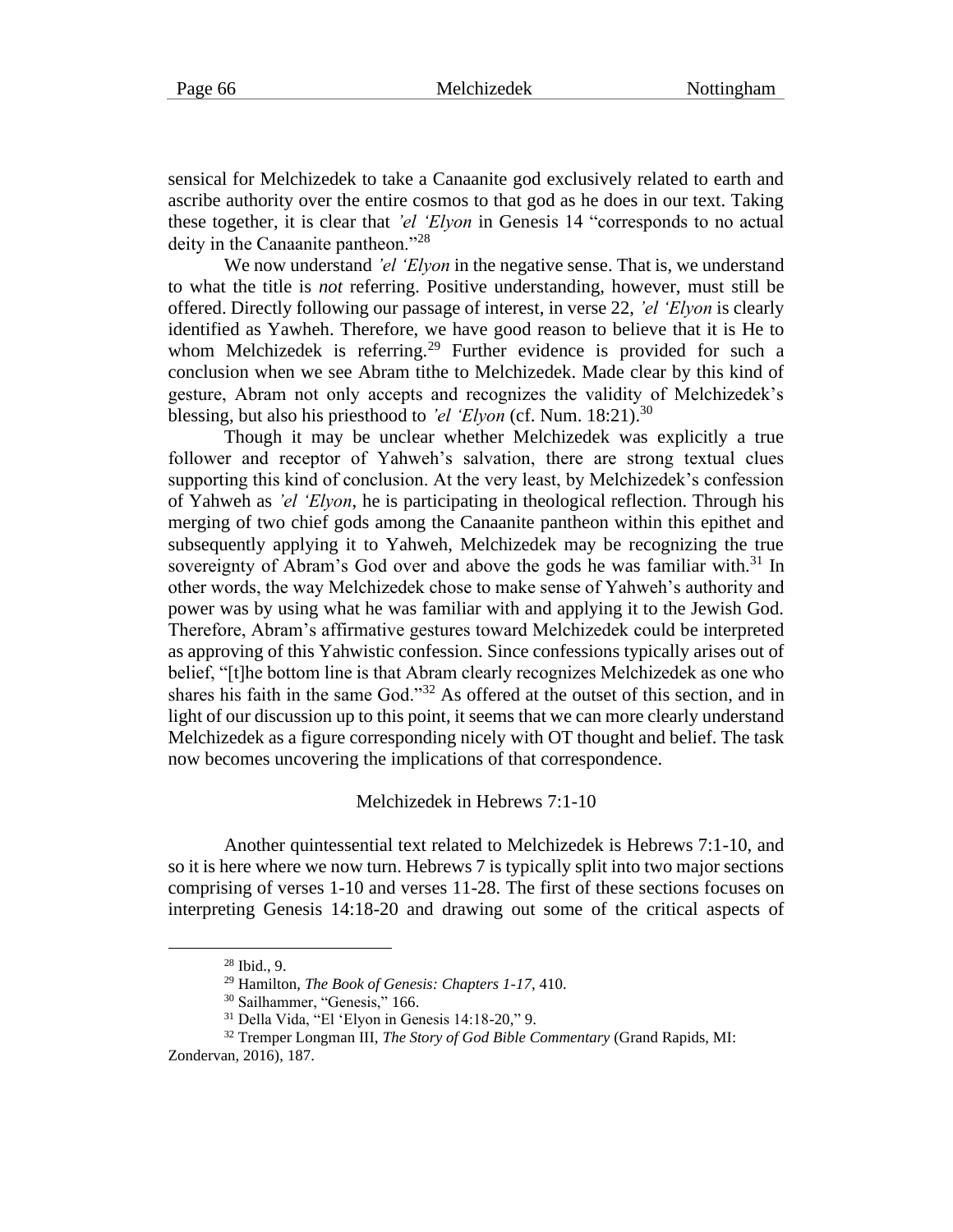sensical for Melchizedek to take a Canaanite god exclusively related to earth and ascribe authority over the entire cosmos to that god as he does in our text. Taking these together, it is clear that *'el 'Elyon* in Genesis 14 "corresponds to no actual deity in the Canaanite pantheon."[28]

We now understand *'el 'Elyon* in the negative sense. That is, we understand to what the title is *not* referring. Positive understanding, however, must still be offered. Directly following our passage of interest, in verse 22, *'el 'Elyon* is clearly identified as Yawheh. Therefore, we have good reason to believe that it is He to whom Melchizedek is referring.[29] Further evidence is provided for such a conclusion when we see Abram tithe to Melchizedek. Made clear by this kind of gesture, Abram not only accepts and recognizes the validity of Melchizedek's blessing, but also his priesthood to *'el 'Elyon* (cf. Num. 18:21).[30]

Though it may be unclear whether Melchizedek was explicitly a true follower and receptor of Yahweh's salvation, there are strong textual clues supporting this kind of conclusion. At the very least, by Melchizedek's confession of Yahweh as *'el 'Elyon*, he is participating in theological reflection. Through his merging of two chief gods among the Canaanite pantheon within this epithet and subsequently applying it to Yahweh, Melchizedek may be recognizing the true sovereignty of Abram's God over and above the gods he was familiar with.[31] In other words, the way Melchizedek chose to make sense of Yahweh's authority and power was by using what he was familiar with and applying it to the Jewish God. Therefore, Abram's affirmative gestures toward Melchizedek could be interpreted as approving of this Yahwistic confession. Since confessions typically arises out of belief, "[t]he bottom line is that Abram clearly recognizes Melchizedek as one who shares his faith in the same God."[32] As offered at the outset of this section, and in light of our discussion up to this point, it seems that we can more clearly understand Melchizedek as a figure corresponding nicely with OT thought and belief. The task now becomes uncovering the implications of that correspondence.

## Melchizedek in Hebrews 7:1-10

Another quintessential text related to Melchizedek is Hebrews 7:1-10, and so it is here where we now turn. Hebrews 7 is typically split into two major sections comprising of verses 1-10 and verses 11-28. The first of these sections focuses on interpreting Genesis 14:18-20 and drawing out some of the critical aspects of

---

[28] Ibid., 9.

[29] Hamilton, *The Book of Genesis: Chapters 1-17*, 410.

[30] Sailhammer, "Genesis," 166.

[31] Della Vida, "El 'Elyon in Genesis 14:18-20," 9.

[32] Tremper Longman III, *The Story of God Bible Commentary* (Grand Rapids, MI: Zondervan, 2016), 187.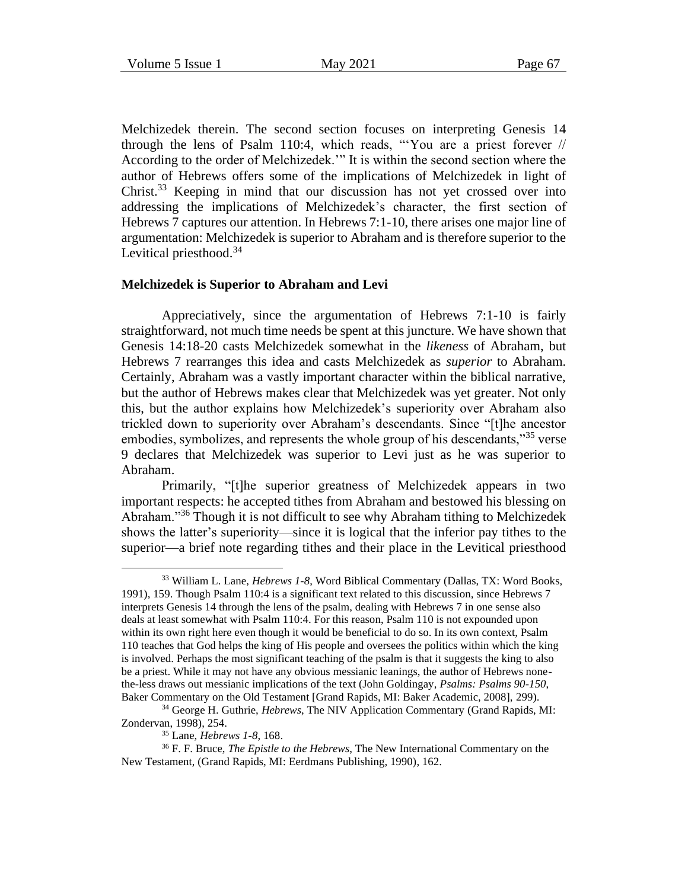Melchizedek therein. The second section focuses on interpreting Genesis 14 through the lens of Psalm 110:4, which reads, "'You are a priest forever // According to the order of Melchizedek.'" It is within the second section where the author of Hebrews offers some of the implications of Melchizedek in light of Christ.[33] Keeping in mind that our discussion has not yet crossed over into addressing the implications of Melchizedek's character, the first section of Hebrews 7 captures our attention. In Hebrews 7:1-10, there arises one major line of argumentation: Melchizedek is superior to Abraham and is therefore superior to the Levitical priesthood.[34]

### Melchizedek is Superior to Abraham and Levi

Appreciatively, since the argumentation of Hebrews 7:1-10 is fairly straightforward, not much time needs be spent at this juncture. We have shown that Genesis 14:18-20 casts Melchizedek somewhat in the *likeness* of Abraham, but Hebrews 7 rearranges this idea and casts Melchizedek as *superior* to Abraham. Certainly, Abraham was a vastly important character within the biblical narrative, but the author of Hebrews makes clear that Melchizedek was yet greater. Not only this, but the author explains how Melchizedek's superiority over Abraham also trickled down to superiority over Abraham's descendants. Since "[t]he ancestor embodies, symbolizes, and represents the whole group of his descendants,"[35] verse 9 declares that Melchizedek was superior to Levi just as he was superior to Abraham.

Primarily, "[t]he superior greatness of Melchizedek appears in two important respects: he accepted tithes from Abraham and bestowed his blessing on Abraham."[36] Though it is not difficult to see why Abraham tithing to Melchizedek shows the latter's superiority—since it is logical that the inferior pay tithes to the superior—a brief note regarding tithes and their place in the Levitical priesthood

---

[33] William L. Lane, *Hebrews 1-8*, Word Biblical Commentary (Dallas, TX: Word Books, 1991), 159. Though Psalm 110:4 is a significant text related to this discussion, since Hebrews 7 interprets Genesis 14 through the lens of the psalm, dealing with Hebrews 7 in one sense also deals at least somewhat with Psalm 110:4. For this reason, Psalm 110 is not expounded upon within its own right here even though it would be beneficial to do so. In its own context, Psalm 110 teaches that God helps the king of His people and oversees the politics within which the king is involved. Perhaps the most significant teaching of the psalm is that it suggests the king to also be a priest. While it may not have any obvious messianic leanings, the author of Hebrews none-the-less draws out messianic implications of the text (John Goldingay, *Psalms: Psalms 90-150*, Baker Commentary on the Old Testament [Grand Rapids, MI: Baker Academic, 2008], 299).

[34] George H. Guthrie, *Hebrews*, The NIV Application Commentary (Grand Rapids, MI: Zondervan, 1998), 254.

[35] Lane, *Hebrews 1-8*, 168.

[36] F. F. Bruce, *The Epistle to the Hebrews*, The New International Commentary on the New Testament, (Grand Rapids, MI: Eerdmans Publishing, 1990), 162.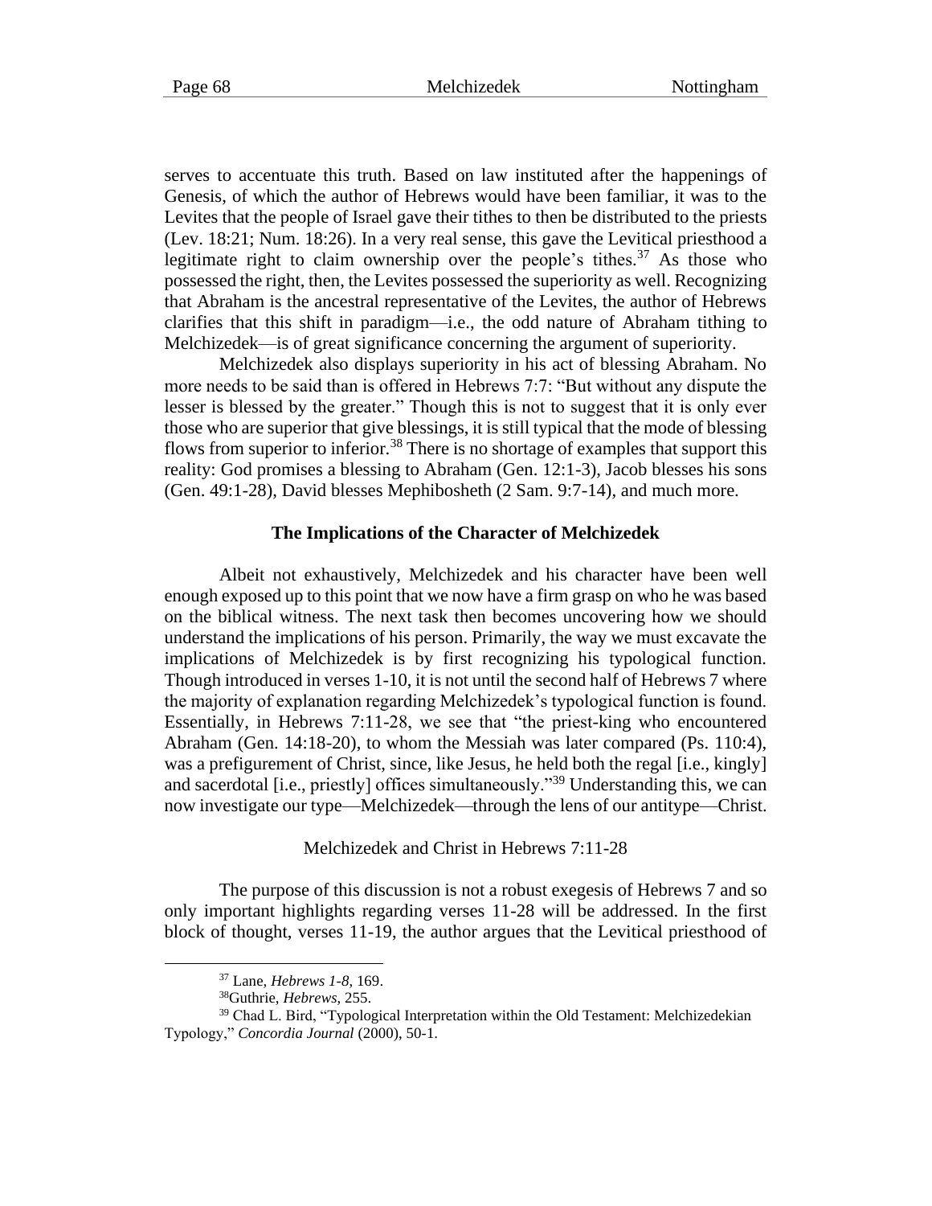serves to accentuate this truth. Based on law instituted after the happenings of Genesis, of which the author of Hebrews would have been familiar, it was to the Levites that the people of Israel gave their tithes to then be distributed to the priests (Lev. 18:21; Num. 18:26). In a very real sense, this gave the Levitical priesthood a legitimate right to claim ownership over the people's tithes.[37] As those who possessed the right, then, the Levites possessed the superiority as well. Recognizing that Abraham is the ancestral representative of the Levites, the author of Hebrews clarifies that this shift in paradigm—i.e., the odd nature of Abraham tithing to Melchizedek—is of great significance concerning the argument of superiority.

Melchizedek also displays superiority in his act of blessing Abraham. No more needs to be said than is offered in Hebrews 7:7: "But without any dispute the lesser is blessed by the greater." Though this is not to suggest that it is only ever those who are superior that give blessings, it is still typical that the mode of blessing flows from superior to inferior.[38] There is no shortage of examples that support this reality: God promises a blessing to Abraham (Gen. 12:1-3), Jacob blesses his sons (Gen. 49:1-28), David blesses Mephibosheth (2 Sam. 9:7-14), and much more.

## The Implications of the Character of Melchizedek

Albeit not exhaustively, Melchizedek and his character have been well enough exposed up to this point that we now have a firm grasp on who he was based on the biblical witness. The next task then becomes uncovering how we should understand the implications of his person. Primarily, the way we must excavate the implications of Melchizedek is by first recognizing his typological function. Though introduced in verses 1-10, it is not until the second half of Hebrews 7 where the majority of explanation regarding Melchizedek's typological function is found. Essentially, in Hebrews 7:11-28, we see that "the priest-king who encountered Abraham (Gen. 14:18-20), to whom the Messiah was later compared (Ps. 110:4), was a prefigurement of Christ, since, like Jesus, he held both the regal [i.e., kingly] and sacerdotal [i.e., priestly] offices simultaneously."[39] Understanding this, we can now investigate our type—Melchizedek—through the lens of our antitype—Christ.

### Melchizedek and Christ in Hebrews 7:11-28

The purpose of this discussion is not a robust exegesis of Hebrews 7 and so only important highlights regarding verses 11-28 will be addressed. In the first block of thought, verses 11-19, the author argues that the Levitical priesthood of

---

[37] Lane, *Hebrews 1-8*, 169.

[38] Guthrie, *Hebrews*, 255.

[39] Chad L. Bird, "Typological Interpretation within the Old Testament: Melchizedekian Typology," *Concordia Journal* (2000), 50-1.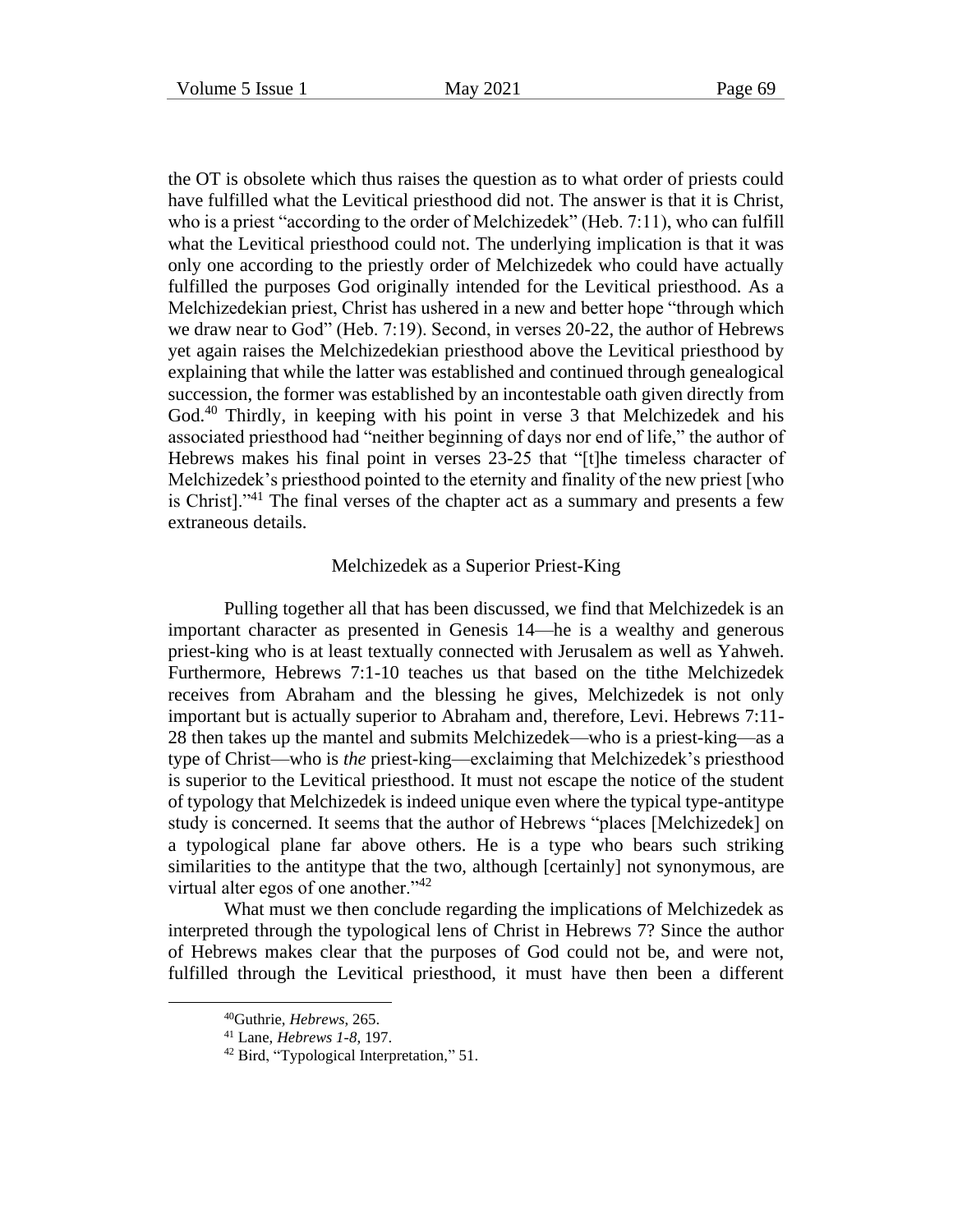the OT is obsolete which thus raises the question as to what order of priests could have fulfilled what the Levitical priesthood did not. The answer is that it is Christ, who is a priest "according to the order of Melchizedek" (Heb. 7:11), who can fulfill what the Levitical priesthood could not. The underlying implication is that it was only one according to the priestly order of Melchizedek who could have actually fulfilled the purposes God originally intended for the Levitical priesthood. As a Melchizedekian priest, Christ has ushered in a new and better hope "through which we draw near to God" (Heb. 7:19). Second, in verses 20-22, the author of Hebrews yet again raises the Melchizedekian priesthood above the Levitical priesthood by explaining that while the latter was established and continued through genealogical succession, the former was established by an incontestable oath given directly from God.[40] Thirdly, in keeping with his point in verse 3 that Melchizedek and his associated priesthood had "neither beginning of days nor end of life," the author of Hebrews makes his final point in verses 23-25 that "[t]he timeless character of Melchizedek's priesthood pointed to the eternity and finality of the new priest [who is Christ]."[41] The final verses of the chapter act as a summary and presents a few extraneous details.

## Melchizedek as a Superior Priest-King

Pulling together all that has been discussed, we find that Melchizedek is an important character as presented in Genesis 14—he is a wealthy and generous priest-king who is at least textually connected with Jerusalem as well as Yahweh. Furthermore, Hebrews 7:1-10 teaches us that based on the tithe Melchizedek receives from Abraham and the blessing he gives, Melchizedek is not only important but is actually superior to Abraham and, therefore, Levi. Hebrews 7:11-28 then takes up the mantel and submits Melchizedek—who is a priest-king—as a type of Christ—who is *the* priest-king—exclaiming that Melchizedek's priesthood is superior to the Levitical priesthood. It must not escape the notice of the student of typology that Melchizedek is indeed unique even where the typical type-antitype study is concerned. It seems that the author of Hebrews "places [Melchizedek] on a typological plane far above others. He is a type who bears such striking similarities to the antitype that the two, although [certainly] not synonymous, are virtual alter egos of one another."[42]

What must we then conclude regarding the implications of Melchizedek as interpreted through the typological lens of Christ in Hebrews 7? Since the author of Hebrews makes clear that the purposes of God could not be, and were not, fulfilled through the Levitical priesthood, it must have then been a different

---

[40] Guthrie, *Hebrews*, 265.

[41] Lane, *Hebrews 1-8*, 197.

[42] Bird, "Typological Interpretation," 51.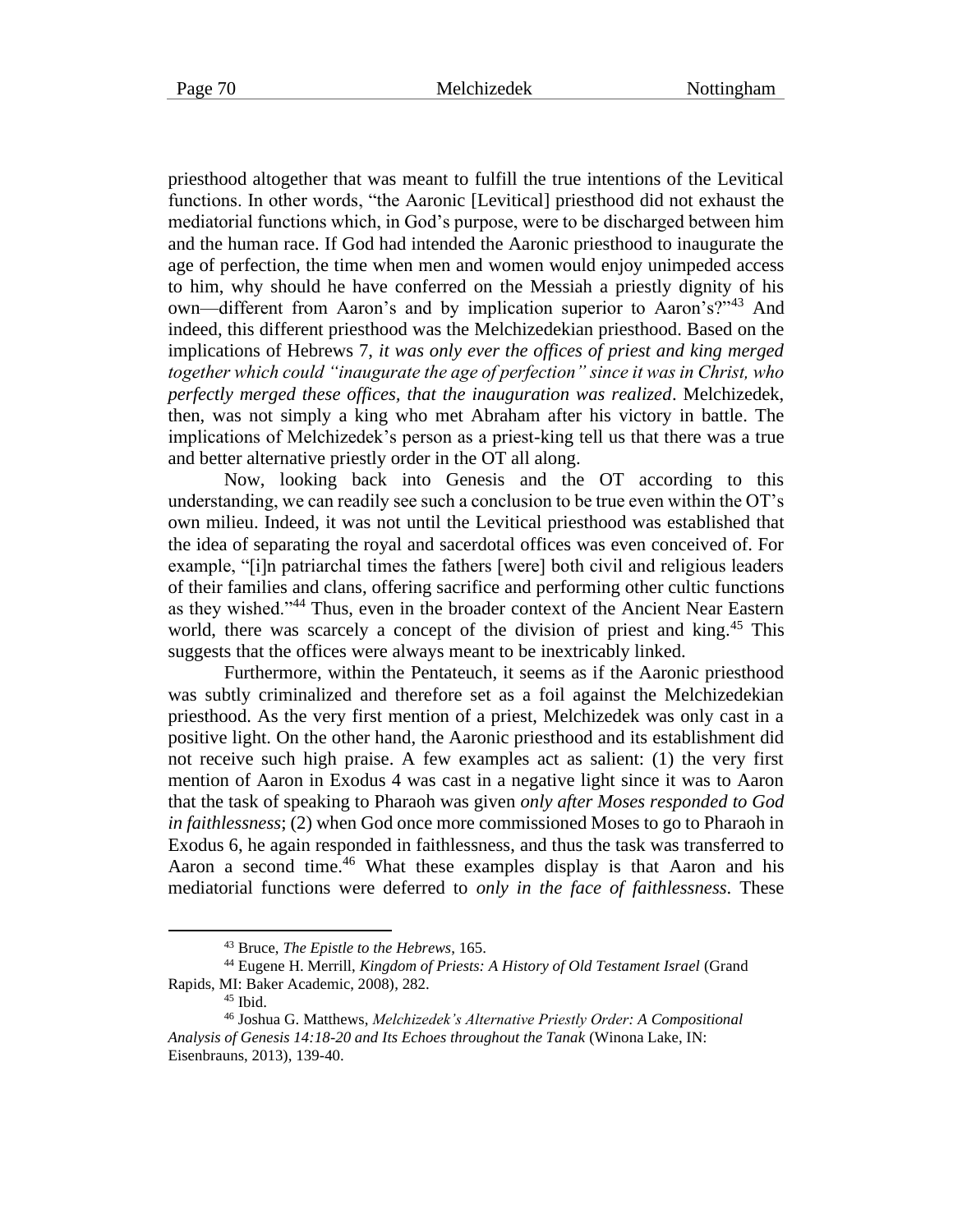priesthood altogether that was meant to fulfill the true intentions of the Levitical functions. In other words, "the Aaronic [Levitical] priesthood did not exhaust the mediatorial functions which, in God's purpose, were to be discharged between him and the human race. If God had intended the Aaronic priesthood to inaugurate the age of perfection, the time when men and women would enjoy unimpeded access to him, why should he have conferred on the Messiah a priestly dignity of his own—different from Aaron's and by implication superior to Aaron's?"[43] And indeed, this different priesthood was the Melchizedekian priesthood. Based on the implications of Hebrews 7, *it was only ever the offices of priest and king merged together which could "inaugurate the age of perfection" since it was in Christ, who perfectly merged these offices, that the inauguration was realized*. Melchizedek, then, was not simply a king who met Abraham after his victory in battle. The implications of Melchizedek's person as a priest-king tell us that there was a true and better alternative priestly order in the OT all along.

Now, looking back into Genesis and the OT according to this understanding, we can readily see such a conclusion to be true even within the OT's own milieu. Indeed, it was not until the Levitical priesthood was established that the idea of separating the royal and sacerdotal offices was even conceived of. For example, "[i]n patriarchal times the fathers [were] both civil and religious leaders of their families and clans, offering sacrifice and performing other cultic functions as they wished."[44] Thus, even in the broader context of the Ancient Near Eastern world, there was scarcely a concept of the division of priest and king.[45] This suggests that the offices were always meant to be inextricably linked.

Furthermore, within the Pentateuch, it seems as if the Aaronic priesthood was subtly criminalized and therefore set as a foil against the Melchizedekian priesthood. As the very first mention of a priest, Melchizedek was only cast in a positive light. On the other hand, the Aaronic priesthood and its establishment did not receive such high praise. A few examples act as salient: (1) the very first mention of Aaron in Exodus 4 was cast in a negative light since it was to Aaron that the task of speaking to Pharaoh was given *only after Moses responded to God in faithlessness*; (2) when God once more commissioned Moses to go to Pharaoh in Exodus 6, he again responded in faithlessness, and thus the task was transferred to Aaron a second time.[46] What these examples display is that Aaron and his mediatorial functions were deferred to *only in the face of faithlessness*. These

---

[43] Bruce, *The Epistle to the Hebrews*, 165.

[44] Eugene H. Merrill, *Kingdom of Priests: A History of Old Testament Israel* (Grand Rapids, MI: Baker Academic, 2008), 282.

[45] Ibid.

[46] Joshua G. Matthews, *Melchizedek's Alternative Priestly Order: A Compositional Analysis of Genesis 14:18-20 and Its Echoes throughout the Tanak* (Winona Lake, IN: Eisenbrauns, 2013), 139-40.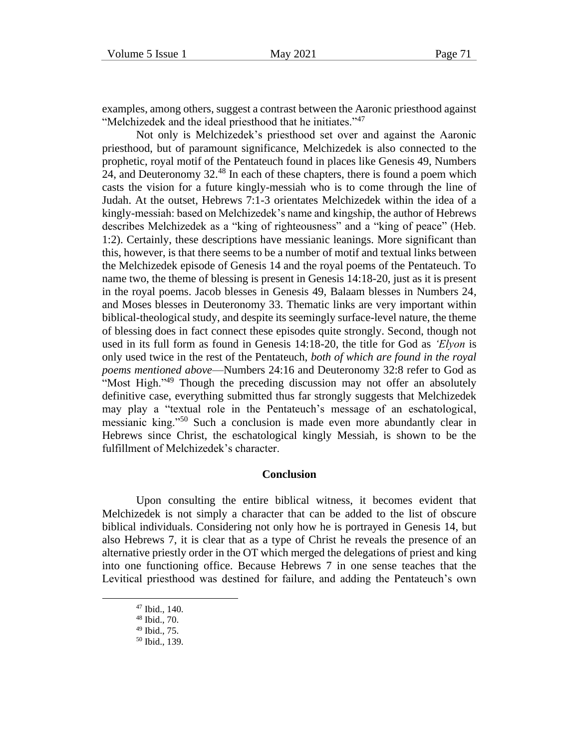examples, among others, suggest a contrast between the Aaronic priesthood against "Melchizedek and the ideal priesthood that he initiates."[47]

Not only is Melchizedek's priesthood set over and against the Aaronic priesthood, but of paramount significance, Melchizedek is also connected to the prophetic, royal motif of the Pentateuch found in places like Genesis 49, Numbers 24, and Deuteronomy 32.[48] In each of these chapters, there is found a poem which casts the vision for a future kingly-messiah who is to come through the line of Judah. At the outset, Hebrews 7:1-3 orientates Melchizedek within the idea of a kingly-messiah: based on Melchizedek's name and kingship, the author of Hebrews describes Melchizedek as a "king of righteousness" and a "king of peace" (Heb. 1:2). Certainly, these descriptions have messianic leanings. More significant than this, however, is that there seems to be a number of motif and textual links between the Melchizedek episode of Genesis 14 and the royal poems of the Pentateuch. To name two, the theme of blessing is present in Genesis 14:18-20, just as it is present in the royal poems. Jacob blesses in Genesis 49, Balaam blesses in Numbers 24, and Moses blesses in Deuteronomy 33. Thematic links are very important within biblical-theological study, and despite its seemingly surface-level nature, the theme of blessing does in fact connect these episodes quite strongly. Second, though not used in its full form as found in Genesis 14:18-20, the title for God as *'Elyon* is only used twice in the rest of the Pentateuch, *both of which are found in the royal poems mentioned above*—Numbers 24:16 and Deuteronomy 32:8 refer to God as "Most High."[49] Though the preceding discussion may not offer an absolutely definitive case, everything submitted thus far strongly suggests that Melchizedek may play a "textual role in the Pentateuch's message of an eschatological, messianic king."[50] Such a conclusion is made even more abundantly clear in Hebrews since Christ, the eschatological kingly Messiah, is shown to be the fulfillment of Melchizedek's character.

## Conclusion

Upon consulting the entire biblical witness, it becomes evident that Melchizedek is not simply a character that can be added to the list of obscure biblical individuals. Considering not only how he is portrayed in Genesis 14, but also Hebrews 7, it is clear that as a type of Christ he reveals the presence of an alternative priestly order in the OT which merged the delegations of priest and king into one functioning office. Because Hebrews 7 in one sense teaches that the Levitical priesthood was destined for failure, and adding the Pentateuch's own

---

[47] Ibid., 140.

[48] Ibid., 70.

[49] Ibid., 75.

[50] Ibid., 139.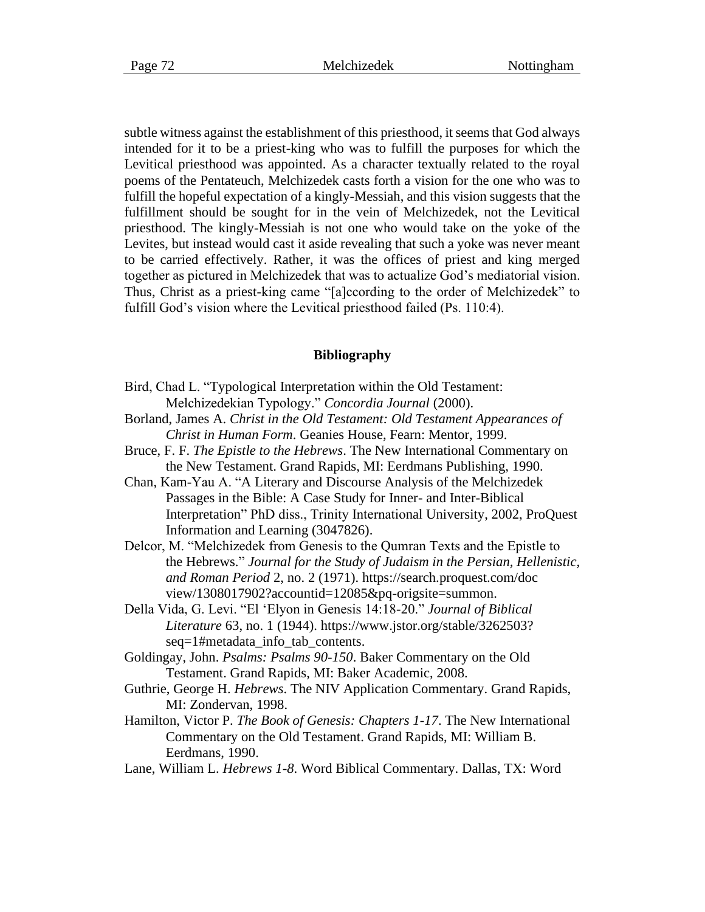subtle witness against the establishment of this priesthood, it seems that God always intended for it to be a priest-king who was to fulfill the purposes for which the Levitical priesthood was appointed. As a character textually related to the royal poems of the Pentateuch, Melchizedek casts forth a vision for the one who was to fulfill the hopeful expectation of a kingly-Messiah, and this vision suggests that the fulfillment should be sought for in the vein of Melchizedek, not the Levitical priesthood. The kingly-Messiah is not one who would take on the yoke of the Levites, but instead would cast it aside revealing that such a yoke was never meant to be carried effectively. Rather, it was the offices of priest and king merged together as pictured in Melchizedek that was to actualize God's mediatorial vision. Thus, Christ as a priest-king came "[a]ccording to the order of Melchizedek" to fulfill God's vision where the Levitical priesthood failed (Ps. 110:4).

## Bibliography

Bird, Chad L. "Typological Interpretation within the Old Testament: Melchizedekian Typology." *Concordia Journal* (2000).

Borland, James A. *Christ in the Old Testament: Old Testament Appearances of Christ in Human Form*. Geanies House, Fearn: Mentor, 1999.

Bruce, F. F. *The Epistle to the Hebrews*. The New International Commentary on the New Testament. Grand Rapids, MI: Eerdmans Publishing, 1990.

Chan, Kam-Yau A. "A Literary and Discourse Analysis of the Melchizedek Passages in the Bible: A Case Study for Inner- and Inter-Biblical Interpretation" PhD diss., Trinity International University, 2002, ProQuest Information and Learning (3047826).

Delcor, M. "Melchizedek from Genesis to the Qumran Texts and the Epistle to the Hebrews." *Journal for the Study of Judaism in the Persian, Hellenistic, and Roman Period* 2, no. 2 (1971). https://search.proquest.com/doc view/1308017902?accountid=12085&pq-origsite=summon.

Della Vida, G. Levi. "El 'Elyon in Genesis 14:18-20." *Journal of Biblical Literature* 63, no. 1 (1944). https://www.jstor.org/stable/3262503?seq=1#metadata_info_tab_contents.

Goldingay, John. *Psalms: Psalms 90-150*. Baker Commentary on the Old Testament. Grand Rapids, MI: Baker Academic, 2008.

Guthrie, George H. *Hebrews*. The NIV Application Commentary. Grand Rapids, MI: Zondervan, 1998.

Hamilton, Victor P. *The Book of Genesis: Chapters 1-17*. The New International Commentary on the Old Testament. Grand Rapids, MI: William B. Eerdmans, 1990.

Lane, William L. *Hebrews 1-8*. Word Biblical Commentary. Dallas, TX: Word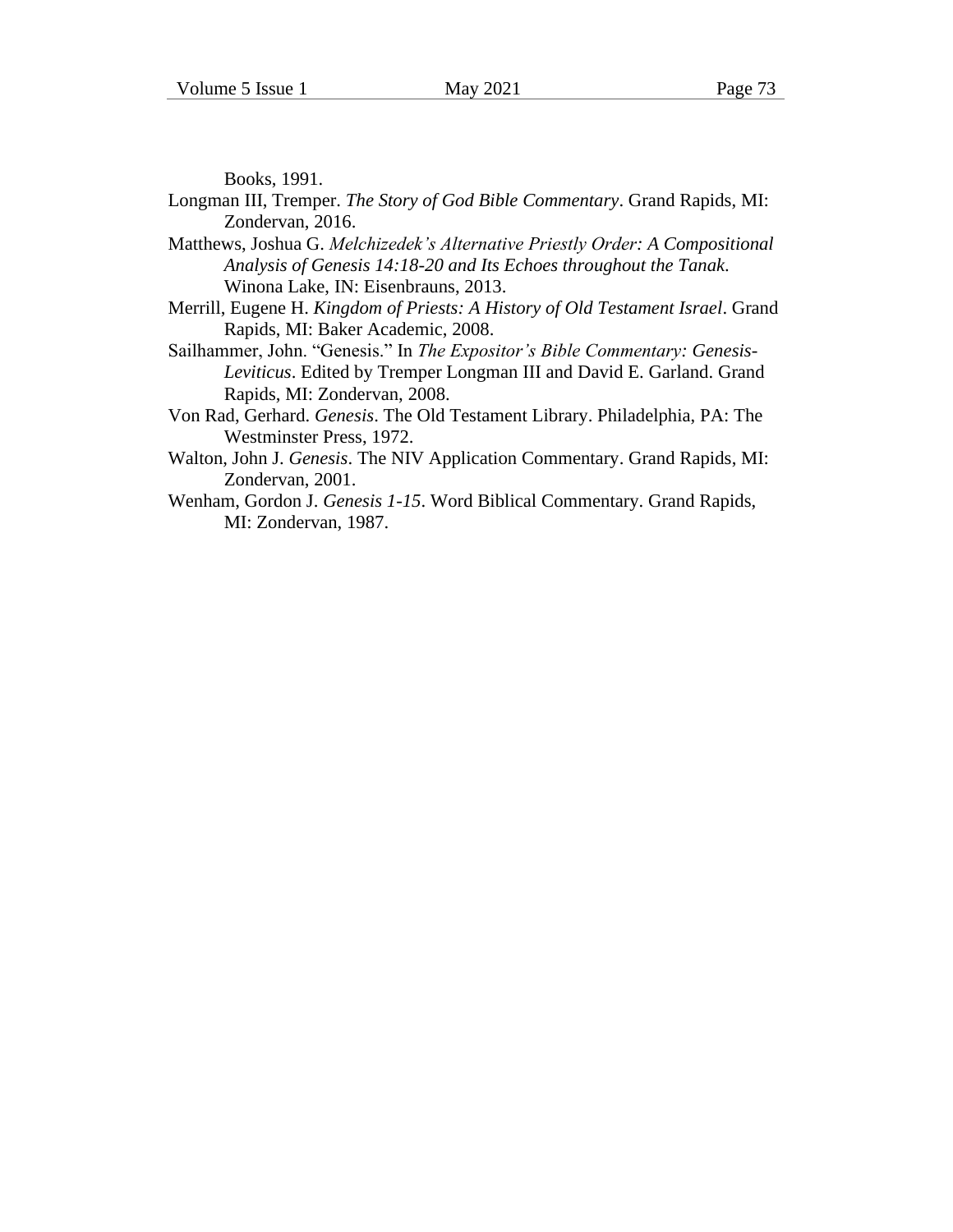Books, 1991.

Longman III, Tremper. *The Story of God Bible Commentary*. Grand Rapids, MI: Zondervan, 2016.

Matthews, Joshua G. *Melchizedek's Alternative Priestly Order: A Compositional Analysis of Genesis 14:18-20 and Its Echoes throughout the Tanak.* Winona Lake, IN: Eisenbrauns, 2013.

Merrill, Eugene H. *Kingdom of Priests: A History of Old Testament Israel*. Grand Rapids, MI: Baker Academic, 2008.

Sailhammer, John. "Genesis." In *The Expositor's Bible Commentary: Genesis-Leviticus*. Edited by Tremper Longman III and David E. Garland. Grand Rapids, MI: Zondervan, 2008.

Von Rad, Gerhard. *Genesis*. The Old Testament Library. Philadelphia, PA: The Westminster Press, 1972.

Walton, John J. *Genesis*. The NIV Application Commentary. Grand Rapids, MI: Zondervan, 2001.

Wenham, Gordon J. *Genesis 1-15*. Word Biblical Commentary. Grand Rapids, MI: Zondervan, 1987.